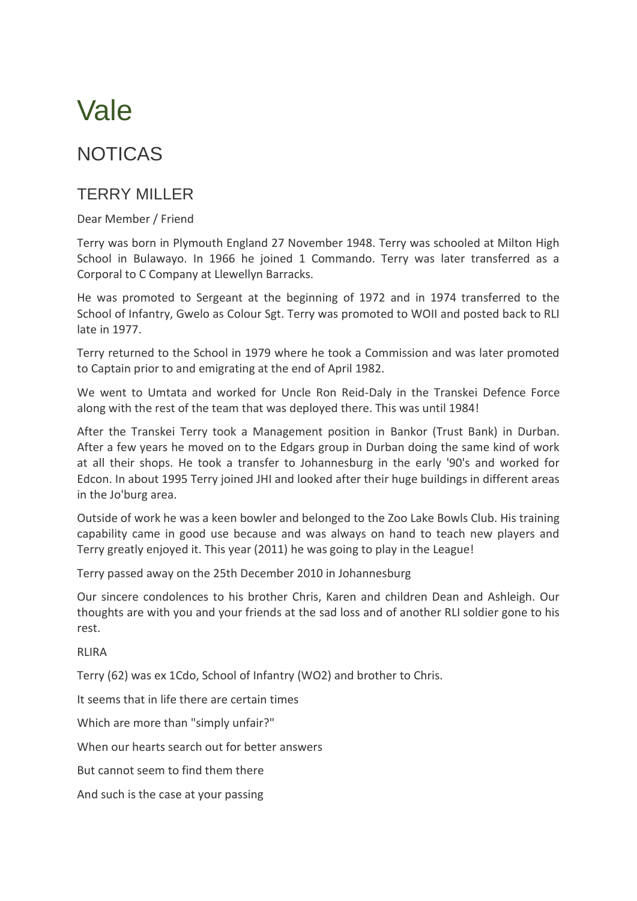# Vale

## NOTICAS

### TERRY MILLER

Dear Member / Friend

Terry was born in Plymouth England 27 November 1948. Terry was schooled at Milton High School in Bulawayo. In 1966 he joined 1 Commando. Terry was later transferred as a Corporal to C Company at Llewellyn Barracks.

He was promoted to Sergeant at the beginning of 1972 and in 1974 transferred to the School of Infantry, Gwelo as Colour Sgt. Terry was promoted to WOII and posted back to RLI late in 1977.

Terry returned to the School in 1979 where he took a Commission and was later promoted to Captain prior to and emigrating at the end of April 1982.

We went to Umtata and worked for Uncle Ron Reid-Daly in the Transkei Defence Force along with the rest of the team that was deployed there. This was until 1984!

After the Transkei Terry took a Management position in Bankor (Trust Bank) in Durban. After a few years he moved on to the Edgars group in Durban doing the same kind of work at all their shops. He took a transfer to Johannesburg in the early '90's and worked for Edcon. In about 1995 Terry joined JHI and looked after their huge buildings in different areas in the Jo'burg area.

Outside of work he was a keen bowler and belonged to the Zoo Lake Bowls Club. His training capability came in good use because and was always on hand to teach new players and Terry greatly enjoyed it. This year (2011) he was going to play in the League!

Terry passed away on the 25th December 2010 in Johannesburg

Our sincere condolences to his brother Chris, Karen and children Dean and Ashleigh. Our thoughts are with you and your friends at the sad loss and of another RLI soldier gone to his rest.

RLIRA

Terry (62) was ex 1Cdo, School of Infantry (WO2) and brother to Chris.

It seems that in life there are certain times

Which are more than "simply unfair?"

When our hearts search out for better answers

But cannot seem to find them there

And such is the case at your passing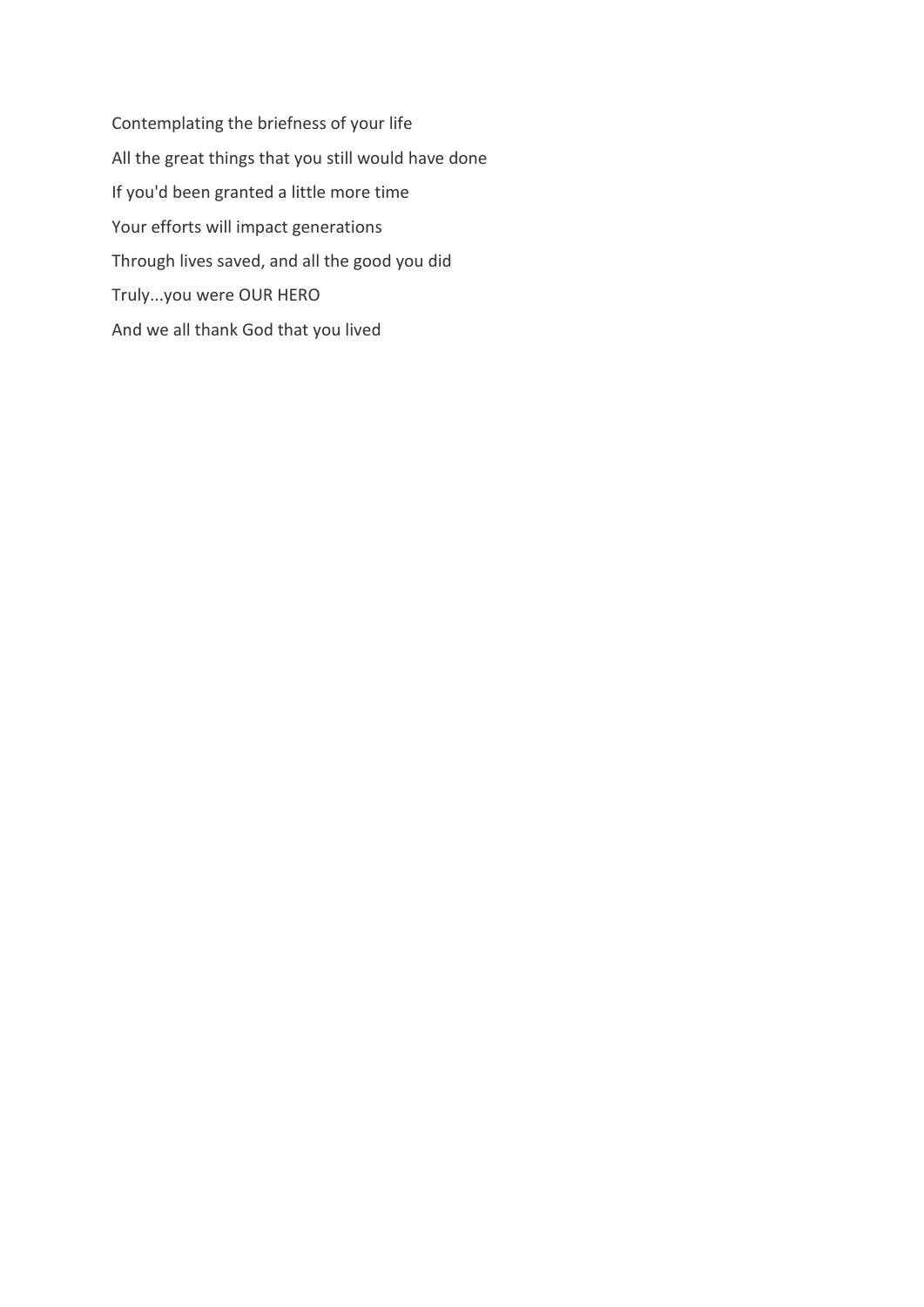Contemplating the briefness of your life

All the great things that you still would have done

If you'd been granted a little more time

Your efforts will impact generations

Through lives saved, and all the good you did

Truly...you were OUR HERO

And we all thank God that you lived